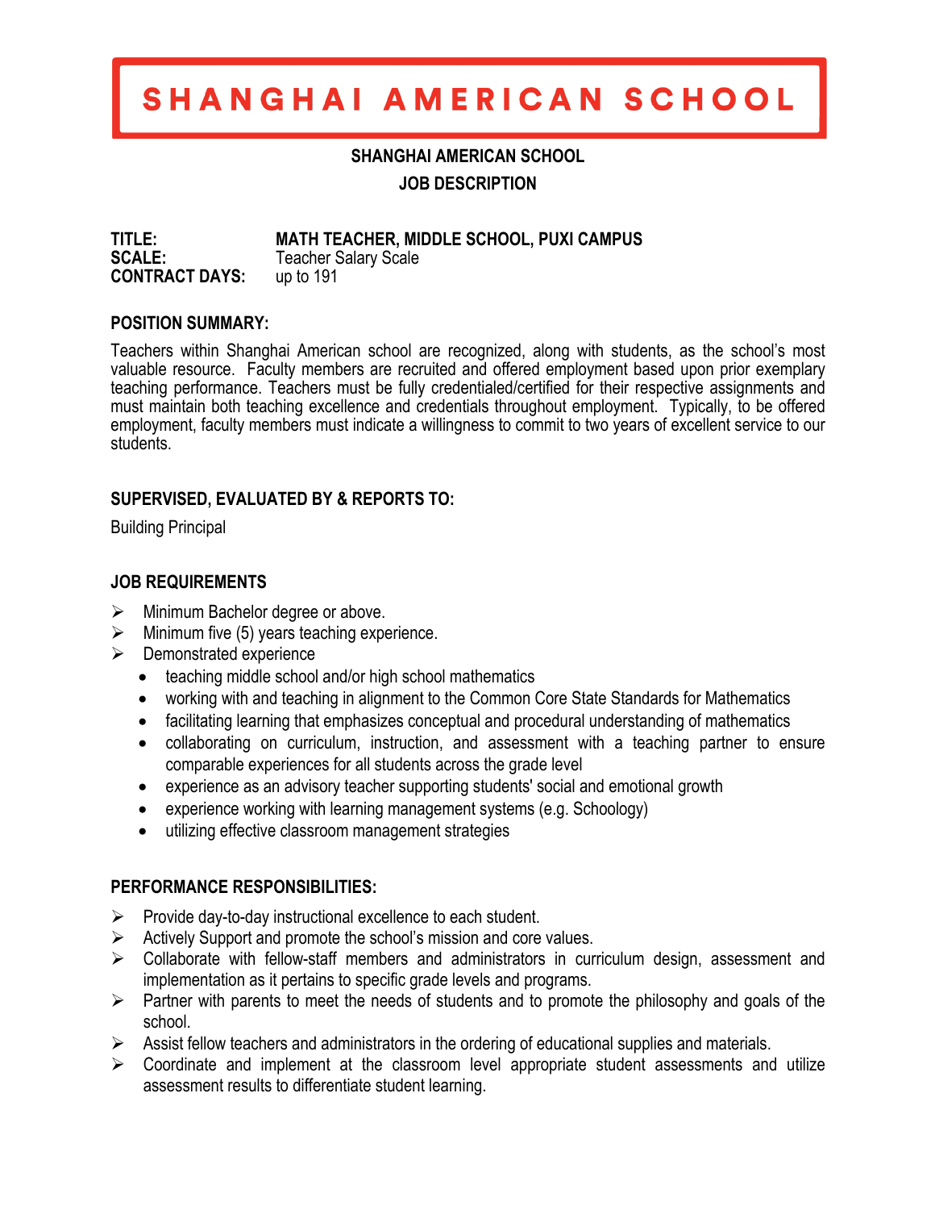# SHANGHAI AMERICAN SCHOOL

**SHANGHAI AMERICAN SCHOOL**

**JOB DESCRIPTION**

**TITLE:** **MATH TEACHER, MIDDLE SCHOOL, PUXI CAMPUS**
**SCALE:** Teacher Salary Scale
**CONTRACT DAYS:** up to 191

## POSITION SUMMARY:

Teachers within Shanghai American school are recognized, along with students, as the school's most valuable resource. Faculty members are recruited and offered employment based upon prior exemplary teaching performance. Teachers must be fully credentialed/certified for their respective assignments and must maintain both teaching excellence and credentials throughout employment. Typically, to be offered employment, faculty members must indicate a willingness to commit to two years of excellent service to our students.

## SUPERVISED, EVALUATED BY & REPORTS TO:

Building Principal

## JOB REQUIREMENTS

- Minimum Bachelor degree or above.
- Minimum five (5) years teaching experience.
- Demonstrated experience
  - teaching middle school and/or high school mathematics
  - working with and teaching in alignment to the Common Core State Standards for Mathematics
  - facilitating learning that emphasizes conceptual and procedural understanding of mathematics
  - collaborating on curriculum, instruction, and assessment with a teaching partner to ensure comparable experiences for all students across the grade level
  - experience as an advisory teacher supporting students' social and emotional growth
  - experience working with learning management systems (e.g. Schoology)
  - utilizing effective classroom management strategies

## PERFORMANCE RESPONSIBILITIES:

- Provide day-to-day instructional excellence to each student.
- Actively Support and promote the school's mission and core values.
- Collaborate with fellow-staff members and administrators in curriculum design, assessment and implementation as it pertains to specific grade levels and programs.
- Partner with parents to meet the needs of students and to promote the philosophy and goals of the school.
- Assist fellow teachers and administrators in the ordering of educational supplies and materials.
- Coordinate and implement at the classroom level appropriate student assessments and utilize assessment results to differentiate student learning.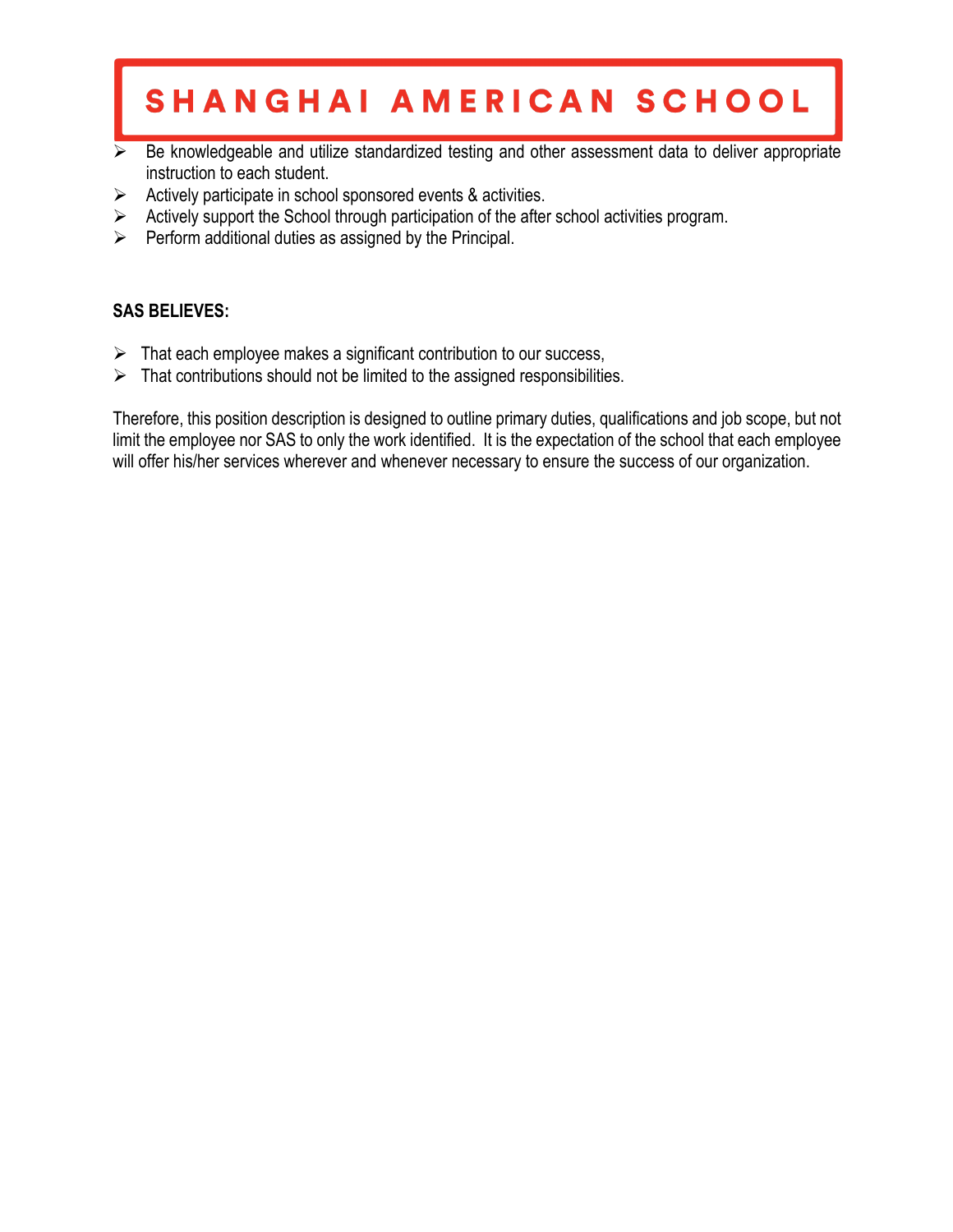- Be knowledgeable and utilize standardized testing and other assessment data to deliver appropriate instruction to each student.
- Actively participate in school sponsored events & activities.
- Actively support the School through participation of the after school activities program.
- Perform additional duties as assigned by the Principal.

**SAS BELIEVES:**

- That each employee makes a significant contribution to our success,
- That contributions should not be limited to the assigned responsibilities.

Therefore, this position description is designed to outline primary duties, qualifications and job scope, but not limit the employee nor SAS to only the work identified. It is the expectation of the school that each employee will offer his/her services wherever and whenever necessary to ensure the success of our organization.